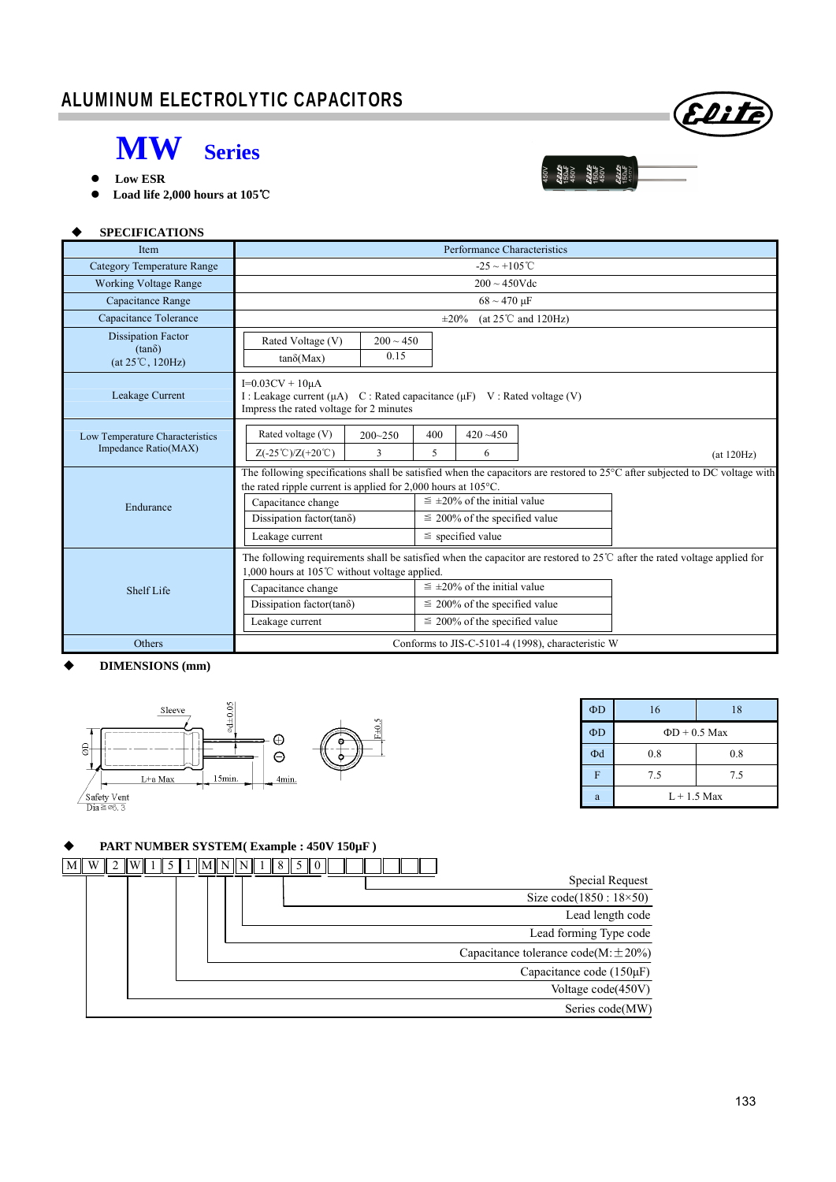# ALUMINUM ELECTROLYTIC CAPACITORS

## MW Series

- **Low ESR**
- **Load life 2,000 hours at 105℃**

### ◆ SPECIFICATIONS

| Item | Performance Characteristics |
|---|---|
| Category Temperature Range | -25 ~ +105℃ |
| Working Voltage Range | 200 ~ 450Vdc |
| Capacitance Range | 68 ~ 470 µF |
| Capacitance Tolerance | ±20% (at 25℃ and 120Hz) |
| Dissipation Factor (tanδ) (at 25℃, 120Hz) | Rated Voltage (V): 200 ~ 450; tanδ(Max): 0.15 |
| Leakage Current | I=0.03CV + 10µA<br>I : Leakage current (µA) C : Rated capacitance (µF) V : Rated voltage (V)<br>Impress the rated voltage for 2 minutes |
| Low Temperature Characteristics Impedance Ratio(MAX) | Rated voltage (V): 200~250 / 400 / 420 ~450<br>Z(-25℃)/Z(+20℃): 3 / 5 / 6<br>(at 120Hz) |
| Endurance | The following specifications shall be satisfied when the capacitors are restored to 25°C after subjected to DC voltage with the rated ripple current is applied for 2,000 hours at 105°C.<br>Capacitance change: ≦ ±20% of the initial value<br>Dissipation factor(tanδ): ≦ 200% of the specified value<br>Leakage current: ≦ specified value |
| Shelf Life | The following requirements shall be satisfied when the capacitor are restored to 25℃ after the rated voltage applied for 1,000 hours at 105℃ without voltage applied.<br>Capacitance change: ≦ ±20% of the initial value<br>Dissipation factor(tanδ): ≦ 200% of the specified value<br>Leakage current: ≦ 200% of the specified value |
| Others | Conforms to JIS-C-5101-4 (1998), characteristic W |

### ◆ DIMENSIONS (mm)

Sleeve; Φd±0.05; ΦD; L+a Max; 15min.; 4min.; F±0.5; Safety Vent Dia≧Φ6.3

| ΦD | 16 | 18 |
|---|---|---|
| ΦD | ΦD + 0.5 Max | |
| Φd | 0.8 | 0.8 |
| F | 7.5 | 7.5 |
| a | L + 1.5 Max | |

### ◆ PART NUMBER SYSTEM( Example : 450V 150µF )

M W 2 W 1 5 1 M N N 1 8 5 0

- M W: Series code(MW)
- 2 W: Voltage code(450V)
- 1 5 1: Capacitance code (150µF)
- M: Capacitance tolerance code(M:±20%)
- N: Lead forming Type code
- N: Lead length code
- 1 8 5 0: Size code(1850 : 18×50)
- Special Request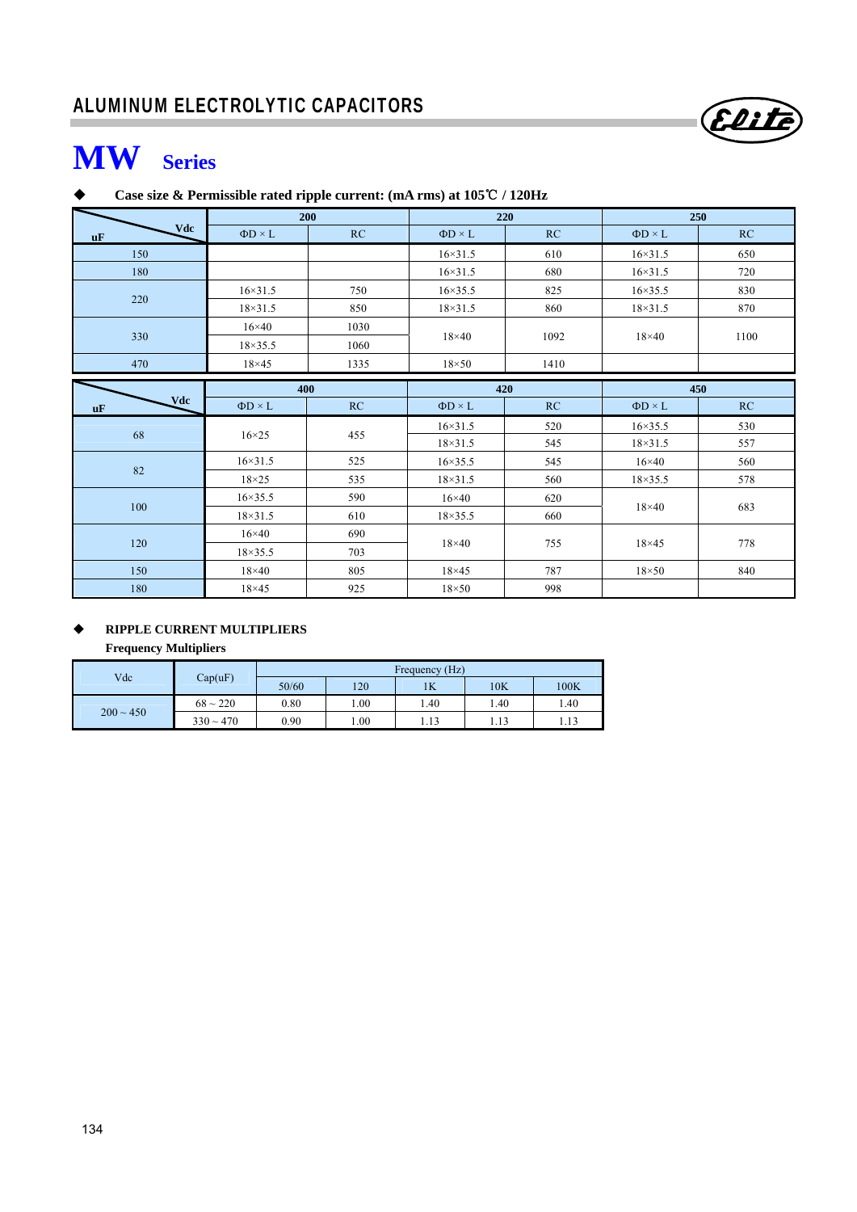# ALUMINUM ELECTROLYTIC CAPACITORS

# MW Series

◆ **Case size & Permissible rated ripple current: (mA rms) at 105℃ / 120Hz**

| uF \ Vdc | 200 | | 220 | | 250 | |
|---|---|---|---|---|---|---|
| | ΦD × L | RC | ΦD × L | RC | ΦD × L | RC |
| 150 | | | 16×31.5 | 610 | 16×31.5 | 650 |
| 180 | | | 16×31.5 | 680 | 16×31.5 | 720 |
| 220 | 16×31.5 | 750 | 16×35.5 | 825 | 16×35.5 | 830 |
| | 18×31.5 | 850 | 18×31.5 | 860 | 18×31.5 | 870 |
| 330 | 16×40 | 1030 | 18×40 | 1092 | 18×40 | 1100 |
| | 18×35.5 | 1060 | | | | |
| 470 | 18×45 | 1335 | 18×50 | 1410 | | |

| uF \ Vdc | 400 | | 420 | | 450 | |
|---|---|---|---|---|---|---|
| | ΦD × L | RC | ΦD × L | RC | ΦD × L | RC |
| 68 | 16×25 | 455 | 16×31.5 | 520 | 16×35.5 | 530 |
| | | | 18×31.5 | 545 | 18×31.5 | 557 |
| 82 | 16×31.5 | 525 | 16×35.5 | 545 | 16×40 | 560 |
| | 18×25 | 535 | 18×31.5 | 560 | 18×35.5 | 578 |
| 100 | 16×35.5 | 590 | 16×40 | 620 | 18×40 | 683 |
| | 18×31.5 | 610 | 18×35.5 | 660 | | |
| 120 | 16×40 | 690 | 18×40 | 755 | 18×45 | 778 |
| | 18×35.5 | 703 | | | | |
| 150 | 18×40 | 805 | 18×45 | 787 | 18×50 | 840 |
| 180 | 18×45 | 925 | 18×50 | 998 | | |

◆ **RIPPLE CURRENT MULTIPLIERS**

**Frequency Multipliers**

| Vdc | Cap(uF) | Frequency (Hz) | | | | |
|---|---|---|---|---|---|---|
| | | 50/60 | 120 | 1K | 10K | 100K |
| 200 ~ 450 | 68 ~ 220 | 0.80 | 1.00 | 1.40 | 1.40 | 1.40 |
| | 330 ~ 470 | 0.90 | 1.00 | 1.13 | 1.13 | 1.13 |